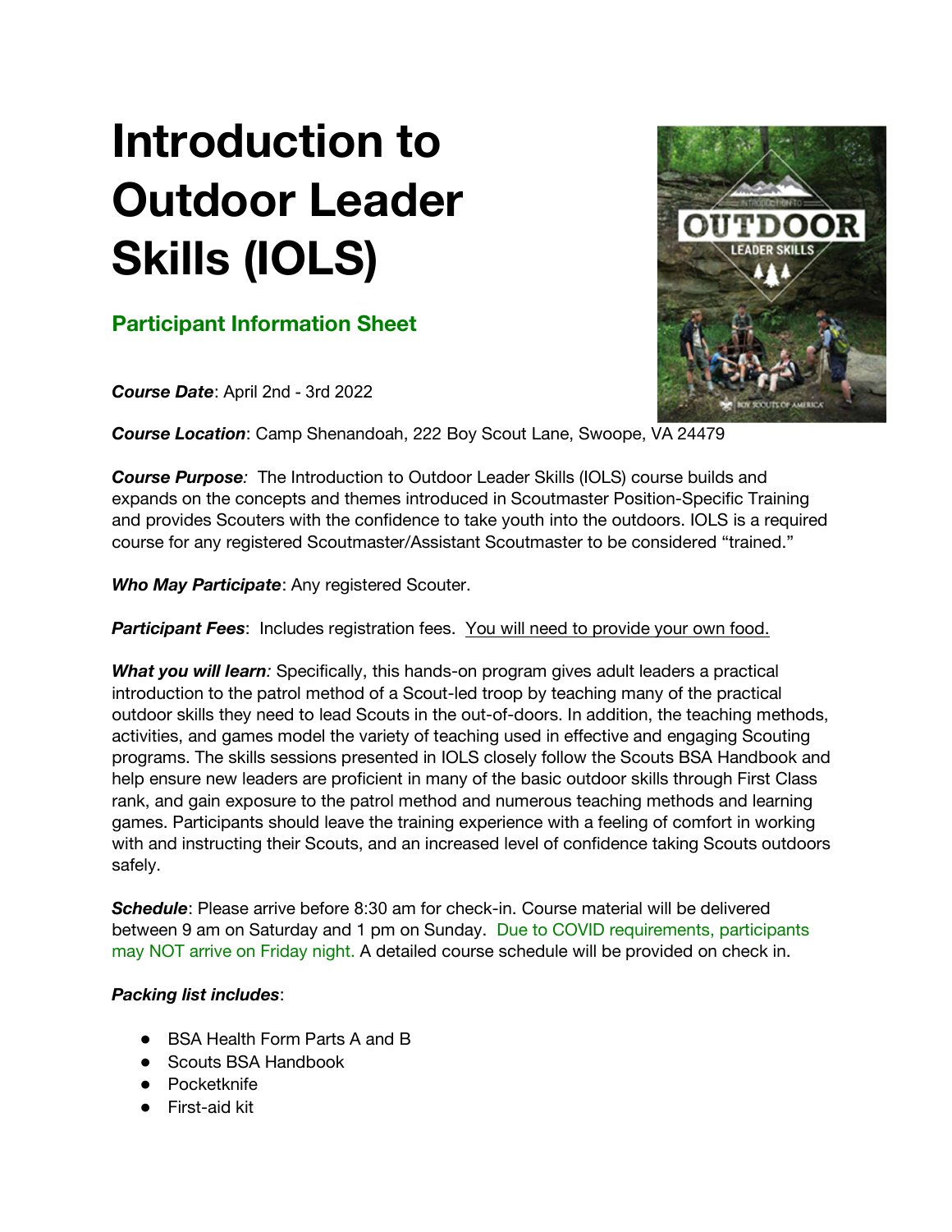# Introduction to Outdoor Leader Skills (IOLS)

## Participant Information Sheet

***Course Date***: April 2nd - 3rd 2022

***Course Location***: Camp Shenandoah, 222 Boy Scout Lane, Swoope, VA 24479

***Course Purpose**:* The Introduction to Outdoor Leader Skills (IOLS) course builds and expands on the concepts and themes introduced in Scoutmaster Position-Specific Training and provides Scouters with the confidence to take youth into the outdoors. IOLS is a required course for any registered Scoutmaster/Assistant Scoutmaster to be considered "trained."

***Who May Participate***: Any registered Scouter.

***Participant Fees***: Includes registration fees. <u>You will need to provide your own food.</u>

***What you will learn**:* Specifically, this hands-on program gives adult leaders a practical introduction to the patrol method of a Scout-led troop by teaching many of the practical outdoor skills they need to lead Scouts in the out-of-doors. In addition, the teaching methods, activities, and games model the variety of teaching used in effective and engaging Scouting programs. The skills sessions presented in IOLS closely follow the Scouts BSA Handbook and help ensure new leaders are proficient in many of the basic outdoor skills through First Class rank, and gain exposure to the patrol method and numerous teaching methods and learning games. Participants should leave the training experience with a feeling of comfort in working with and instructing their Scouts, and an increased level of confidence taking Scouts outdoors safely.

***Schedule***: Please arrive before 8:30 am for check-in. Course material will be delivered between 9 am on Saturday and 1 pm on Sunday. Due to COVID requirements, participants may NOT arrive on Friday night. A detailed course schedule will be provided on check in.

***Packing list includes***:

- BSA Health Form Parts A and B
- Scouts BSA Handbook
- Pocketknife
- First-aid kit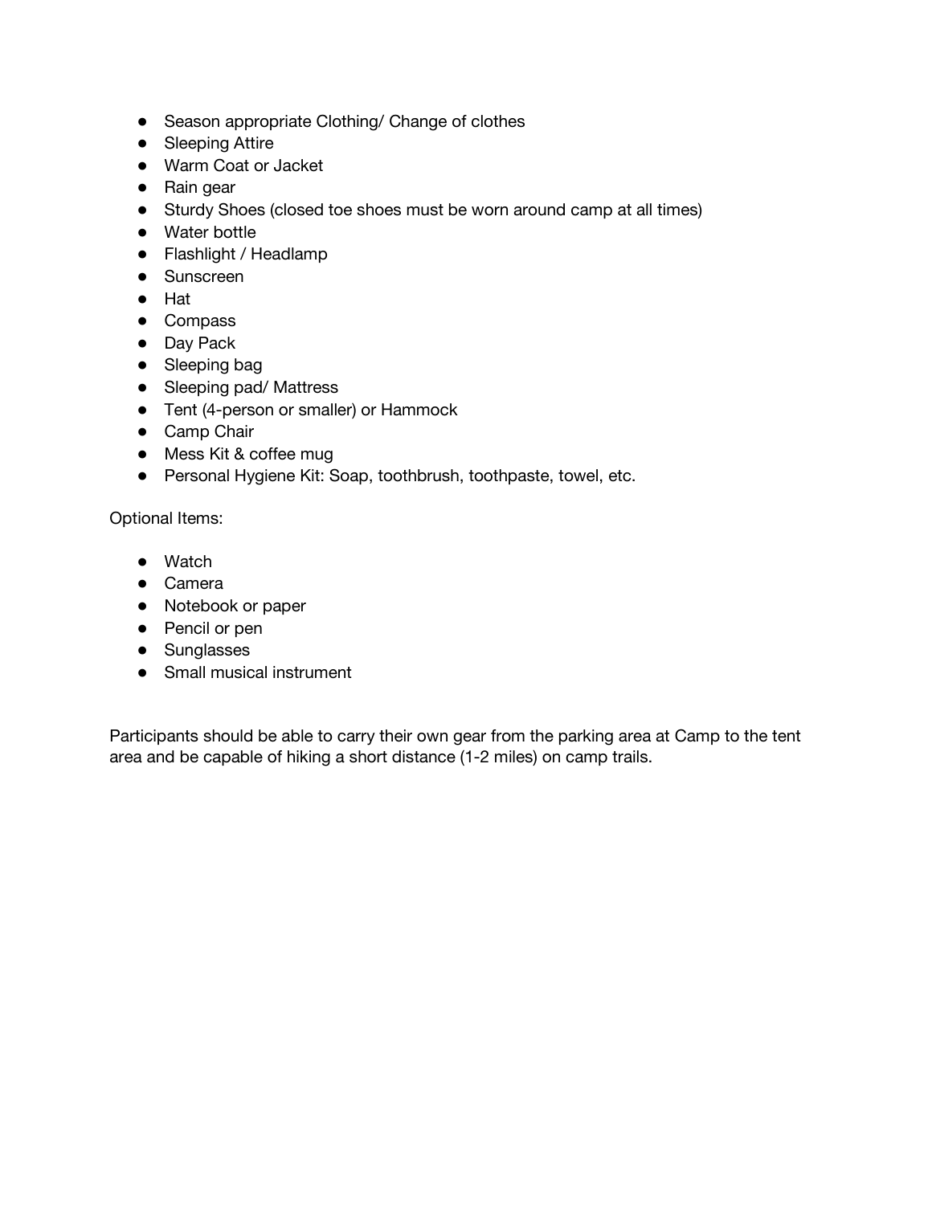- Season appropriate Clothing/ Change of clothes
- Sleeping Attire
- Warm Coat or Jacket
- Rain gear
- Sturdy Shoes (closed toe shoes must be worn around camp at all times)
- Water bottle
- Flashlight / Headlamp
- Sunscreen
- Hat
- Compass
- Day Pack
- Sleeping bag
- Sleeping pad/ Mattress
- Tent (4-person or smaller) or Hammock
- Camp Chair
- Mess Kit & coffee mug
- Personal Hygiene Kit: Soap, toothbrush, toothpaste, towel, etc.

Optional Items:

- Watch
- Camera
- Notebook or paper
- Pencil or pen
- Sunglasses
- Small musical instrument

Participants should be able to carry their own gear from the parking area at Camp to the tent area and be capable of hiking a short distance (1-2 miles) on camp trails.